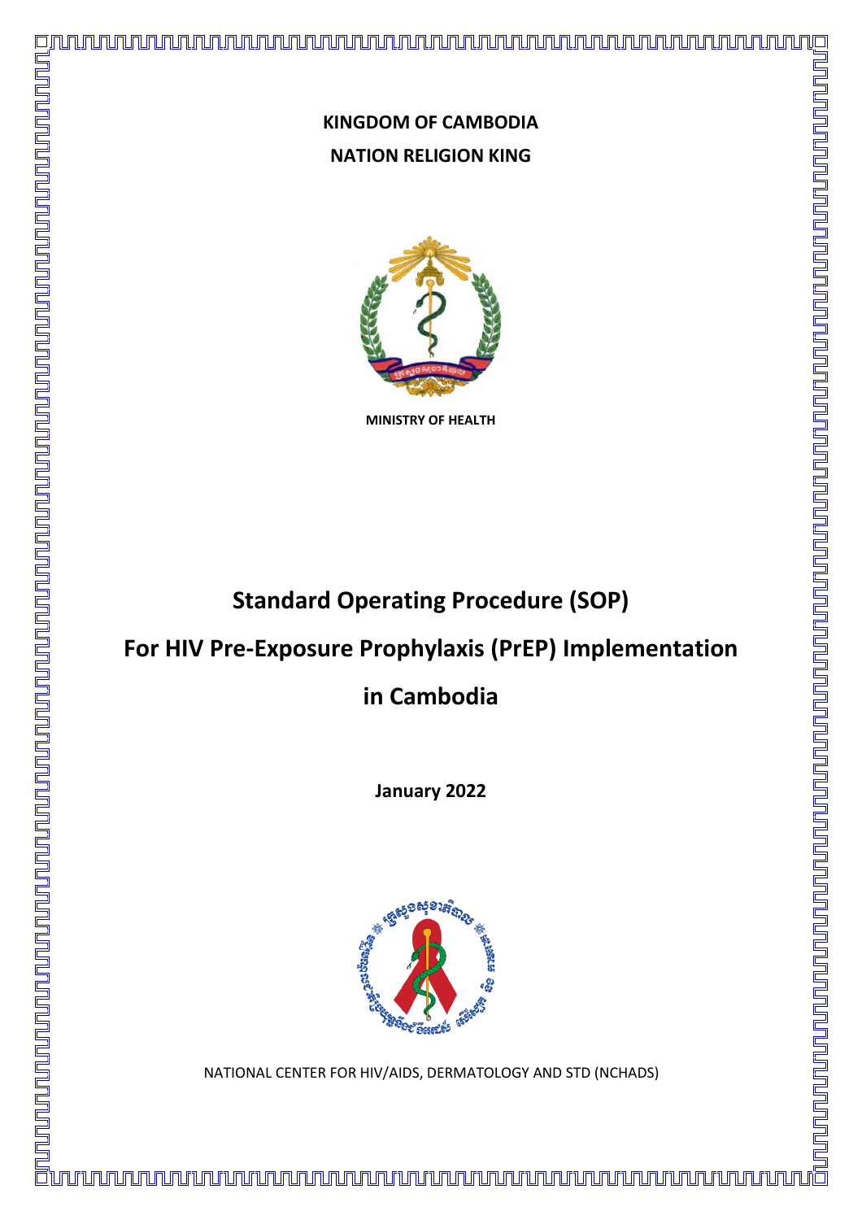**KINGDOM OF CAMBODIA**

**NATION RELIGION KING**

**MINISTRY OF HEALTH**

# Standard Operating Procedure (SOP) For HIV Pre-Exposure Prophylaxis (PrEP) Implementation in Cambodia

**January 2022**

NATIONAL CENTER FOR HIV/AIDS, DERMATOLOGY AND STD (NCHADS)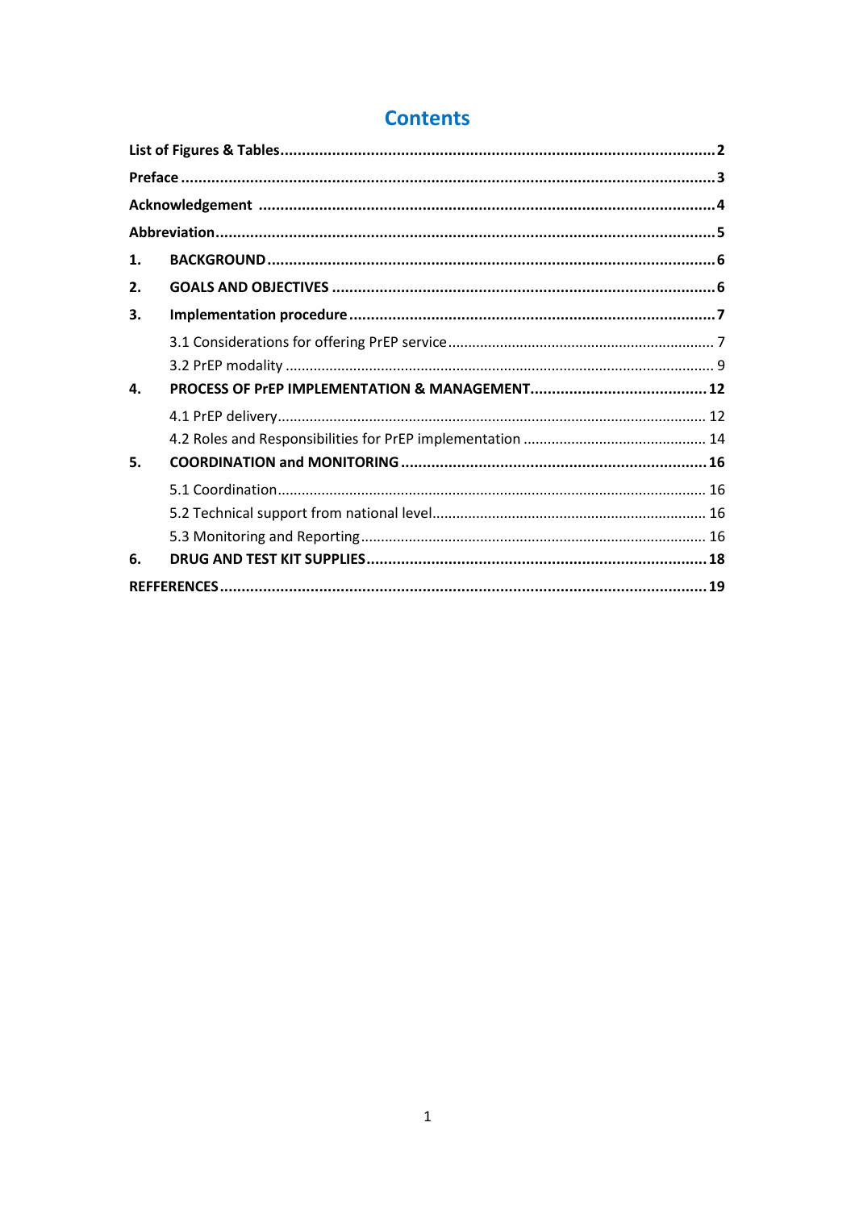# Contents

**List of Figures & Tables** .......... **2**

**Preface** .......... **3**

**Acknowledgement** .......... **4**

**Abbreviation** .......... **5**

**1. BACKGROUND** .......... **6**

**2. GOALS AND OBJECTIVES** .......... **6**

**3. Implementation procedure** .......... **7**

- 3.1 Considerations for offering PrEP service .......... 7
- 3.2 PrEP modality .......... 9

**4. PROCESS OF PrEP IMPLEMENTATION & MANAGEMENT** .......... **12**

- 4.1 PrEP delivery .......... 12
- 4.2 Roles and Responsibilities for PrEP implementation .......... 14

**5. COORDINATION and MONITORING** .......... **16**

- 5.1 Coordination .......... 16
- 5.2 Technical support from national level .......... 16
- 5.3 Monitoring and Reporting .......... 16

**6. DRUG AND TEST KIT SUPPLIES** .......... **18**

**REFFERENCES** .......... **19**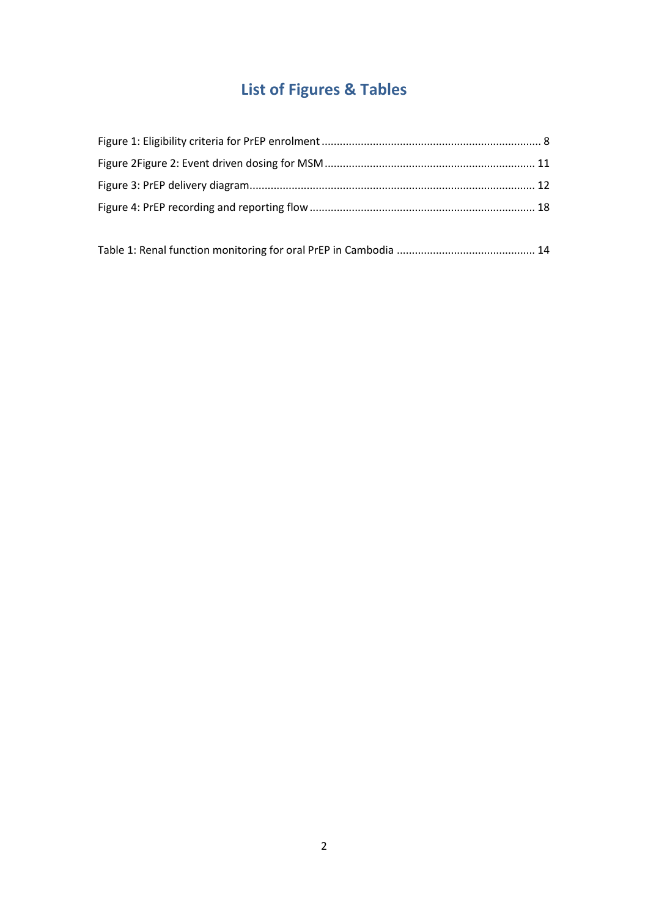# List of Figures & Tables

Figure 1: Eligibility criteria for PrEP enrolment ........................................................................ 8

Figure 2Figure 2: Event driven dosing for MSM ..................................................................... 11

Figure 3: PrEP delivery diagram............................................................................................. 12

Figure 4: PrEP recording and reporting flow .......................................................................... 18

Table 1: Renal function monitoring for oral PrEP in Cambodia ............................................. 14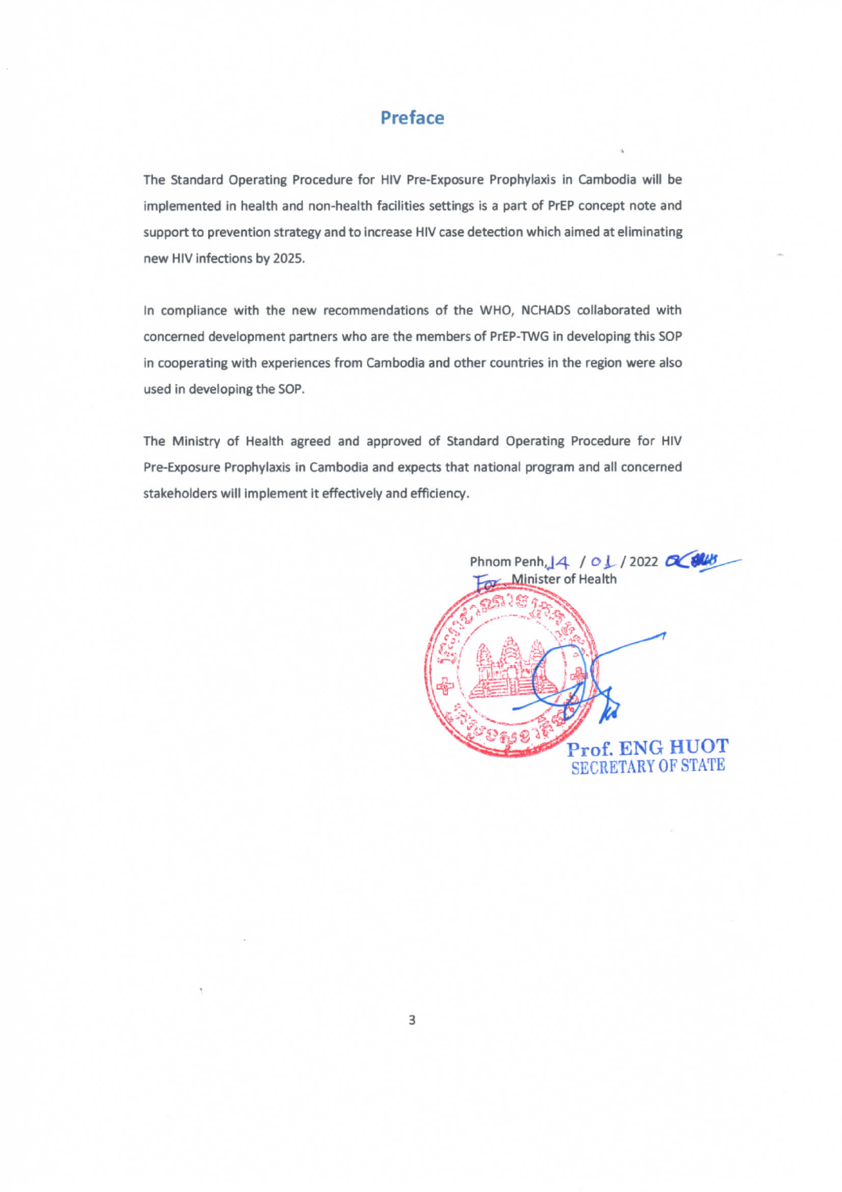# Preface

The Standard Operating Procedure for HIV Pre-Exposure Prophylaxis in Cambodia will be implemented in health and non-health facilities settings is a part of PrEP concept note and support to prevention strategy and to increase HIV case detection which aimed at eliminating new HIV infections by 2025.

In compliance with the new recommendations of the WHO, NCHADS collaborated with concerned development partners who are the members of PrEP-TWG in developing this SOP in cooperating with experiences from Cambodia and other countries in the region were also used in developing the SOP.

The Ministry of Health agreed and approved of Standard Operating Procedure for HIV Pre-Exposure Prophylaxis in Cambodia and expects that national program and all concerned stakeholders will implement it effectively and efficiency.

Phnom Penh, 14 / 01 / 2022

For Minister of Health

**Prof. ENG HUOT**
SECRETARY OF STATE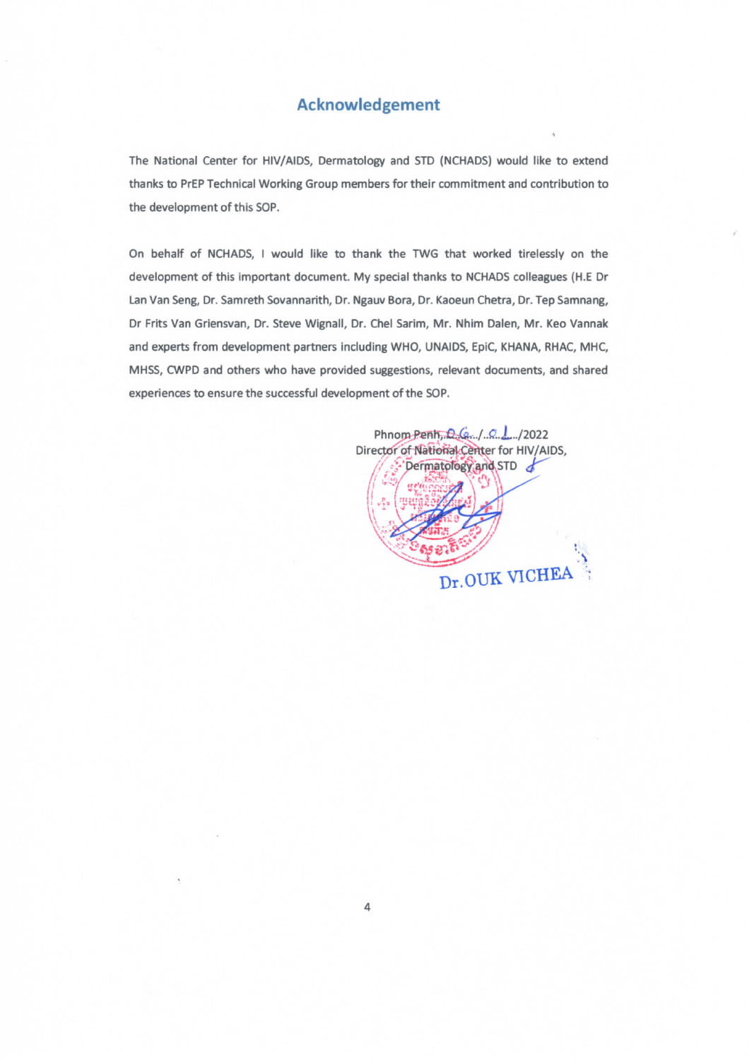## Acknowledgement

The National Center for HIV/AIDS, Dermatology and STD (NCHADS) would like to extend thanks to PrEP Technical Working Group members for their commitment and contribution to the development of this SOP.

On behalf of NCHADS, I would like to thank the TWG that worked tirelessly on the development of this important document. My special thanks to NCHADS colleagues (H.E Dr Lan Van Seng, Dr. Samreth Sovannarith, Dr. Ngauv Bora, Dr. Kaoeun Chetra, Dr. Tep Samnang, Dr Frits Van Griensvan, Dr. Steve Wignall, Dr. Chel Sarim, Mr. Nhim Dalen, Mr. Keo Vannak and experts from development partners including WHO, UNAIDS, EpiC, KHANA, RHAC, MHC, MHSS, CWPD and others who have provided suggestions, relevant documents, and shared experiences to ensure the successful development of the SOP.

Phnom Penh, 06/01/2022

Director of National Center for HIV/AIDS, Dermatology and STD

Dr. OUK VICHEA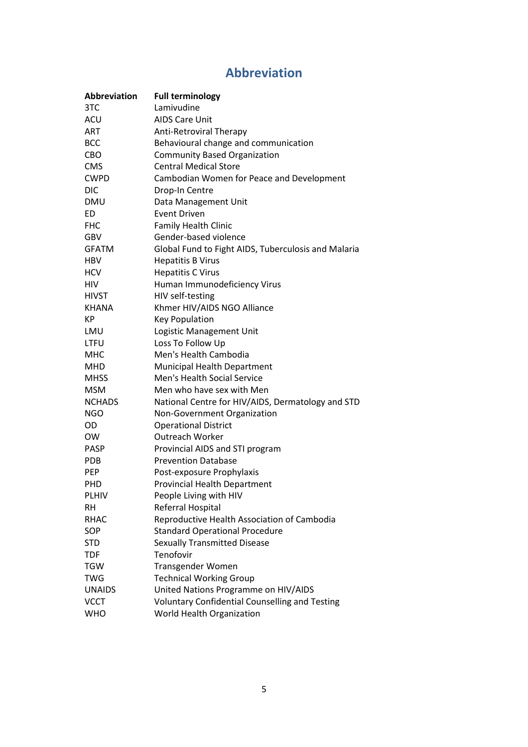# Abbreviation

| Abbreviation | Full terminology |
|---|---|
| 3TC | Lamivudine |
| ACU | AIDS Care Unit |
| ART | Anti-Retroviral Therapy |
| BCC | Behavioural change and communication |
| CBO | Community Based Organization |
| CMS | Central Medical Store |
| CWPD | Cambodian Women for Peace and Development |
| DIC | Drop-In Centre |
| DMU | Data Management Unit |
| ED | Event Driven |
| FHC | Family Health Clinic |
| GBV | Gender-based violence |
| GFATM | Global Fund to Fight AIDS, Tuberculosis and Malaria |
| HBV | Hepatitis B Virus |
| HCV | Hepatitis C Virus |
| HIV | Human Immunodeficiency Virus |
| HIVST | HIV self-testing |
| KHANA | Khmer HIV/AIDS NGO Alliance |
| KP | Key Population |
| LMU | Logistic Management Unit |
| LTFU | Loss To Follow Up |
| MHC | Men's Health Cambodia |
| MHD | Municipal Health Department |
| MHSS | Men's Health Social Service |
| MSM | Men who have sex with Men |
| NCHADS | National Centre for HIV/AIDS, Dermatology and STD |
| NGO | Non-Government Organization |
| OD | Operational District |
| OW | Outreach Worker |
| PASP | Provincial AIDS and STI program |
| PDB | Prevention Database |
| PEP | Post-exposure Prophylaxis |
| PHD | Provincial Health Department |
| PLHIV | People Living with HIV |
| RH | Referral Hospital |
| RHAC | Reproductive Health Association of Cambodia |
| SOP | Standard Operational Procedure |
| STD | Sexually Transmitted Disease |
| TDF | Tenofovir |
| TGW | Transgender Women |
| TWG | Technical Working Group |
| UNAIDS | United Nations Programme on HIV/AIDS |
| VCCT | Voluntary Confidential Counselling and Testing |
| WHO | World Health Organization |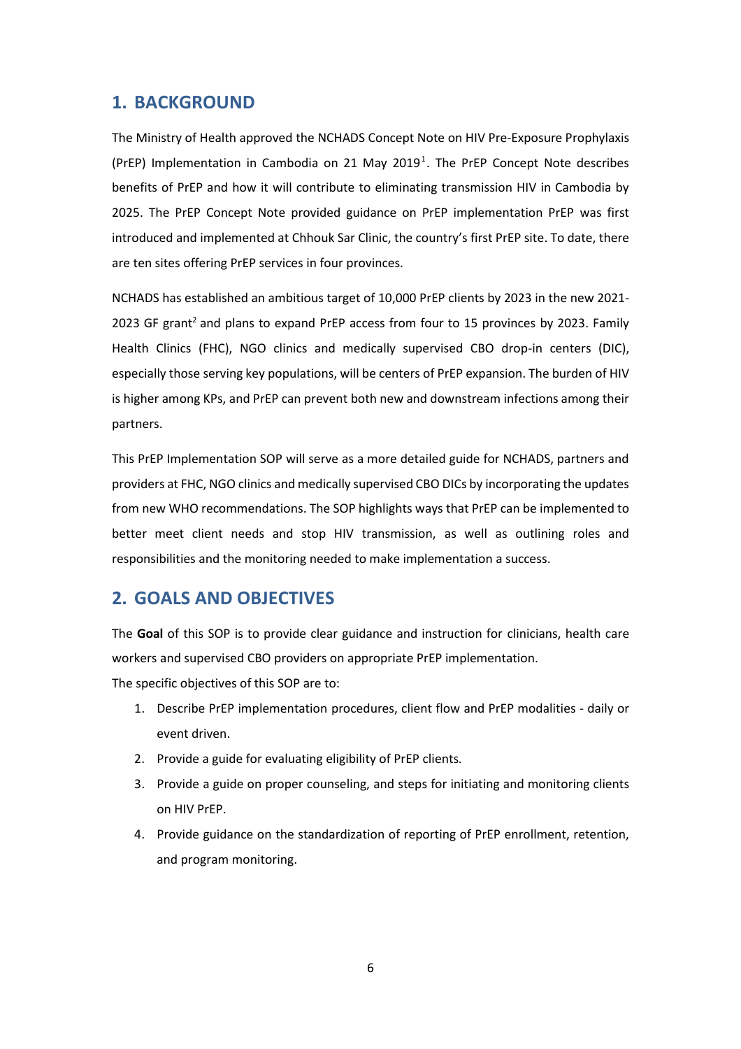## 1. BACKGROUND

The Ministry of Health approved the NCHADS Concept Note on HIV Pre-Exposure Prophylaxis (PrEP) Implementation in Cambodia on 21 May 2019[1]. The PrEP Concept Note describes benefits of PrEP and how it will contribute to eliminating transmission HIV in Cambodia by 2025. The PrEP Concept Note provided guidance on PrEP implementation PrEP was first introduced and implemented at Chhouk Sar Clinic, the country's first PrEP site. To date, there are ten sites offering PrEP services in four provinces.

NCHADS has established an ambitious target of 10,000 PrEP clients by 2023 in the new 2021-2023 GF grant[2] and plans to expand PrEP access from four to 15 provinces by 2023. Family Health Clinics (FHC), NGO clinics and medically supervised CBO drop-in centers (DIC), especially those serving key populations, will be centers of PrEP expansion. The burden of HIV is higher among KPs, and PrEP can prevent both new and downstream infections among their partners.

This PrEP Implementation SOP will serve as a more detailed guide for NCHADS, partners and providers at FHC, NGO clinics and medically supervised CBO DICs by incorporating the updates from new WHO recommendations. The SOP highlights ways that PrEP can be implemented to better meet client needs and stop HIV transmission, as well as outlining roles and responsibilities and the monitoring needed to make implementation a success.

## 2. GOALS AND OBJECTIVES

The **Goal** of this SOP is to provide clear guidance and instruction for clinicians, health care workers and supervised CBO providers on appropriate PrEP implementation.

The specific objectives of this SOP are to:

1. Describe PrEP implementation procedures, client flow and PrEP modalities - daily or event driven.
2. Provide a guide for evaluating eligibility of PrEP clients.
3. Provide a guide on proper counseling, and steps for initiating and monitoring clients on HIV PrEP.
4. Provide guidance on the standardization of reporting of PrEP enrollment, retention, and program monitoring.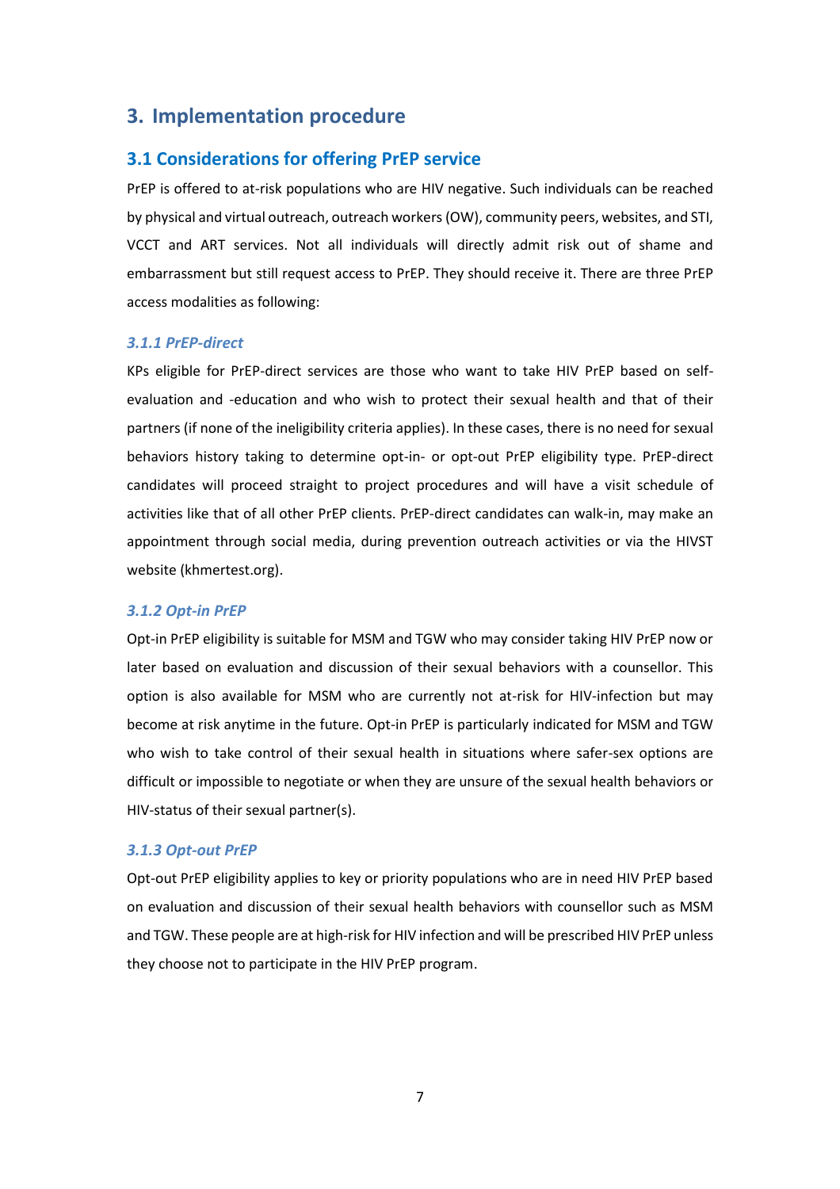# 3. Implementation procedure

## 3.1 Considerations for offering PrEP service

PrEP is offered to at-risk populations who are HIV negative. Such individuals can be reached by physical and virtual outreach, outreach workers (OW), community peers, websites, and STI, VCCT and ART services. Not all individuals will directly admit risk out of shame and embarrassment but still request access to PrEP. They should receive it. There are three PrEP access modalities as following:

### *3.1.1 PrEP-direct*

KPs eligible for PrEP-direct services are those who want to take HIV PrEP based on self-evaluation and -education and who wish to protect their sexual health and that of their partners (if none of the ineligibility criteria applies). In these cases, there is no need for sexual behaviors history taking to determine opt-in- or opt-out PrEP eligibility type. PrEP-direct candidates will proceed straight to project procedures and will have a visit schedule of activities like that of all other PrEP clients. PrEP-direct candidates can walk-in, may make an appointment through social media, during prevention outreach activities or via the HIVST website (khmertest.org).

### *3.1.2 Opt-in PrEP*

Opt-in PrEP eligibility is suitable for MSM and TGW who may consider taking HIV PrEP now or later based on evaluation and discussion of their sexual behaviors with a counsellor. This option is also available for MSM who are currently not at-risk for HIV-infection but may become at risk anytime in the future. Opt-in PrEP is particularly indicated for MSM and TGW who wish to take control of their sexual health in situations where safer-sex options are difficult or impossible to negotiate or when they are unsure of the sexual health behaviors or HIV-status of their sexual partner(s).

### *3.1.3 Opt-out PrEP*

Opt-out PrEP eligibility applies to key or priority populations who are in need HIV PrEP based on evaluation and discussion of their sexual health behaviors with counsellor such as MSM and TGW. These people are at high-risk for HIV infection and will be prescribed HIV PrEP unless they choose not to participate in the HIV PrEP program.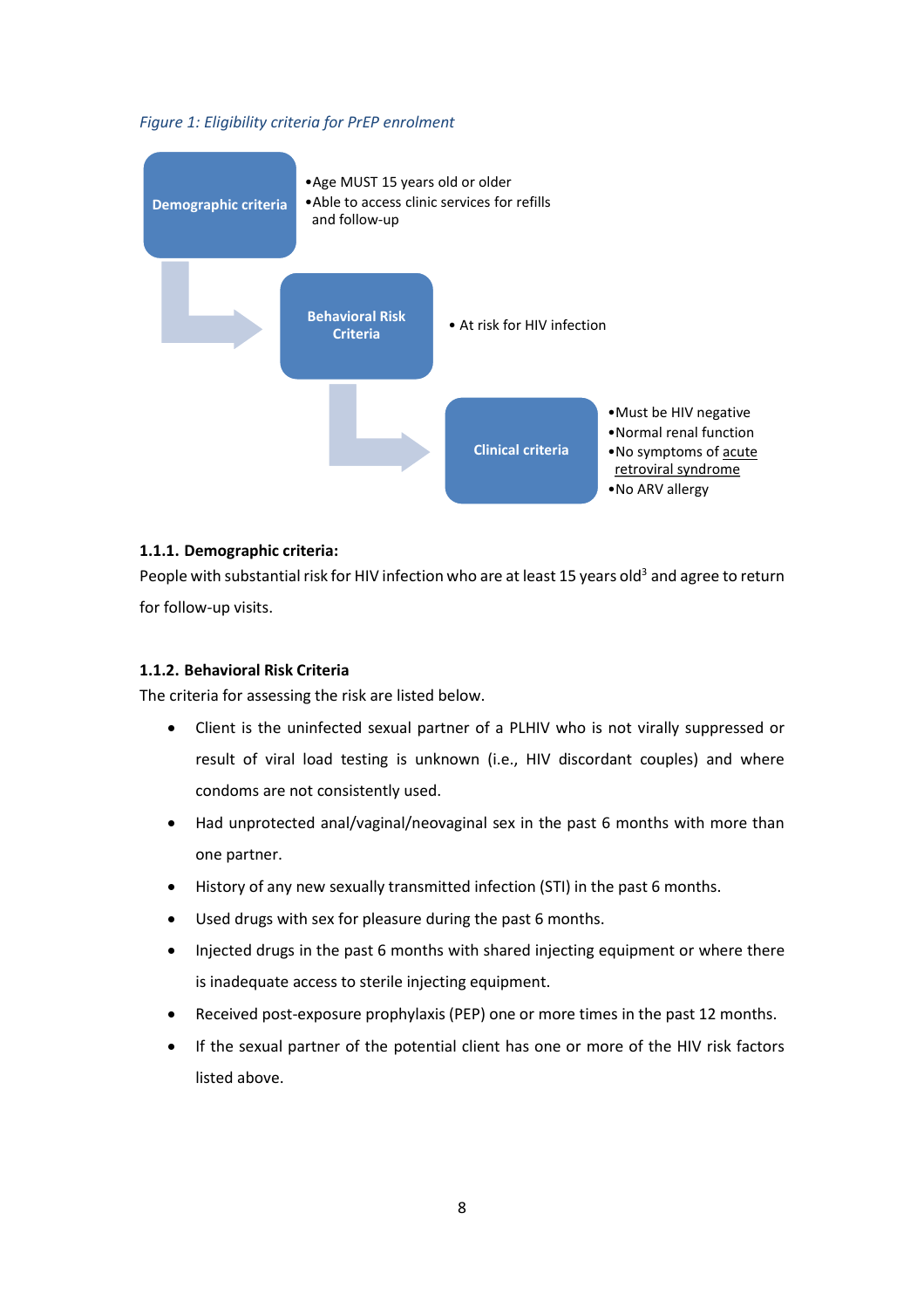*Figure 1: Eligibility criteria for PrEP enrolment*

**Demographic criteria**

- Age MUST 15 years old or older
- Able to access clinic services for refills and follow-up

**Behavioral Risk Criteria**

- At risk for HIV infection

**Clinical criteria**

- Must be HIV negative
- Normal renal function
- No symptoms of acute retroviral syndrome
- No ARV allergy

### 1.1.1. Demographic criteria:

People with substantial risk for HIV infection who are at least 15 years old[3] and agree to return for follow-up visits.

### 1.1.2. Behavioral Risk Criteria

The criteria for assessing the risk are listed below.

- Client is the uninfected sexual partner of a PLHIV who is not virally suppressed or result of viral load testing is unknown (i.e., HIV discordant couples) and where condoms are not consistently used.
- Had unprotected anal/vaginal/neovaginal sex in the past 6 months with more than one partner.
- History of any new sexually transmitted infection (STI) in the past 6 months.
- Used drugs with sex for pleasure during the past 6 months.
- Injected drugs in the past 6 months with shared injecting equipment or where there is inadequate access to sterile injecting equipment.
- Received post-exposure prophylaxis (PEP) one or more times in the past 12 months.
- If the sexual partner of the potential client has one or more of the HIV risk factors listed above.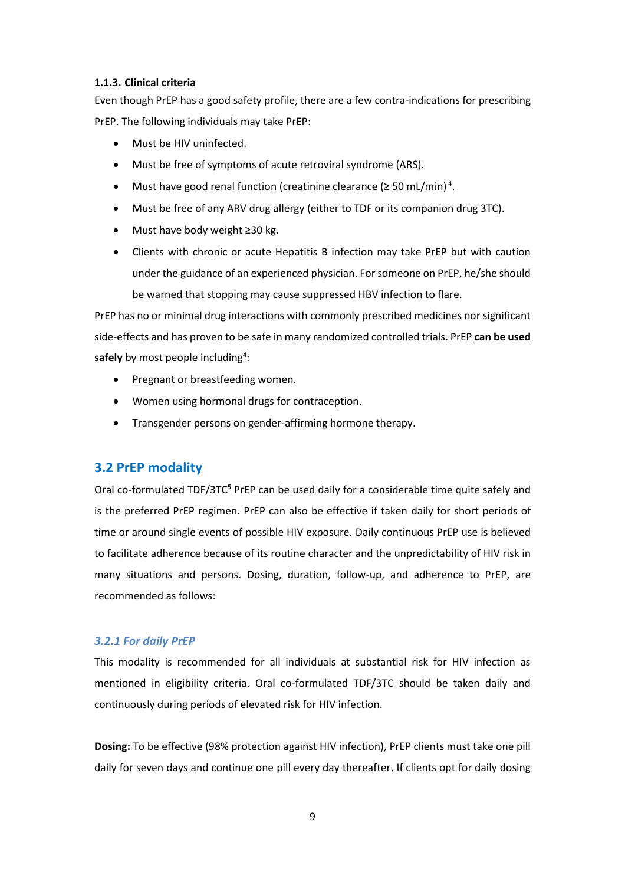#### 1.1.3. Clinical criteria

Even though PrEP has a good safety profile, there are a few contra-indications for prescribing PrEP. The following individuals may take PrEP:

- Must be HIV uninfected.
- Must be free of symptoms of acute retroviral syndrome (ARS).
- Must have good renal function (creatinine clearance (≥ 50 mL/min)[4].
- Must be free of any ARV drug allergy (either to TDF or its companion drug 3TC).
- Must have body weight ≥30 kg.
- Clients with chronic or acute Hepatitis B infection may take PrEP but with caution under the guidance of an experienced physician. For someone on PrEP, he/she should be warned that stopping may cause suppressed HBV infection to flare.

PrEP has no or minimal drug interactions with commonly prescribed medicines nor significant side-effects and has proven to be safe in many randomized controlled trials. PrEP **can be used safely** by most people including[4]:

- Pregnant or breastfeeding women.
- Women using hormonal drugs for contraception.
- Transgender persons on gender-affirming hormone therapy.

## 3.2 PrEP modality

Oral co-formulated TDF/3TC[5] PrEP can be used daily for a considerable time quite safely and is the preferred PrEP regimen. PrEP can also be effective if taken daily for short periods of time or around single events of possible HIV exposure. Daily continuous PrEP use is believed to facilitate adherence because of its routine character and the unpredictability of HIV risk in many situations and persons. Dosing, duration, follow-up, and adherence to PrEP, are recommended as follows:

### *3.2.1 For daily PrEP*

This modality is recommended for all individuals at substantial risk for HIV infection as mentioned in eligibility criteria. Oral co-formulated TDF/3TC should be taken daily and continuously during periods of elevated risk for HIV infection.

**Dosing:** To be effective (98% protection against HIV infection), PrEP clients must take one pill daily for seven days and continue one pill every day thereafter. If clients opt for daily dosing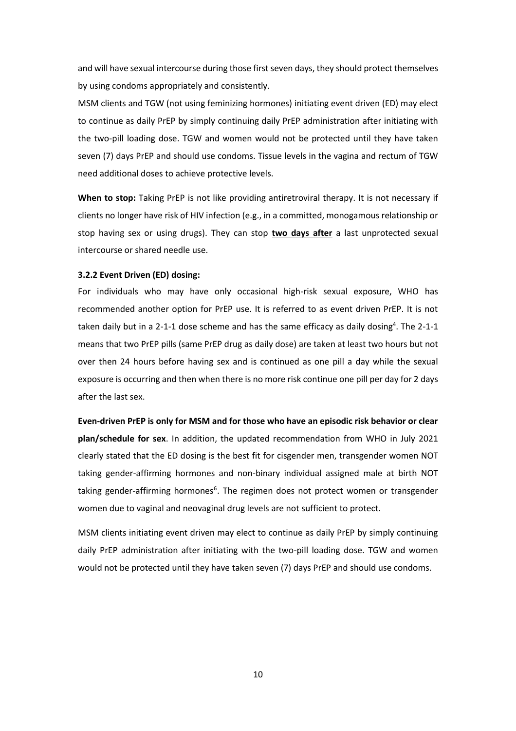and will have sexual intercourse during those first seven days, they should protect themselves by using condoms appropriately and consistently.

MSM clients and TGW (not using feminizing hormones) initiating event driven (ED) may elect to continue as daily PrEP by simply continuing daily PrEP administration after initiating with the two-pill loading dose. TGW and women would not be protected until they have taken seven (7) days PrEP and should use condoms. Tissue levels in the vagina and rectum of TGW need additional doses to achieve protective levels.

**When to stop:** Taking PrEP is not like providing antiretroviral therapy. It is not necessary if clients no longer have risk of HIV infection (e.g., in a committed, monogamous relationship or stop having sex or using drugs). They can stop **two days after** a last unprotected sexual intercourse or shared needle use.

### 3.2.2 Event Driven (ED) dosing:

For individuals who may have only occasional high-risk sexual exposure, WHO has recommended another option for PrEP use. It is referred to as event driven PrEP. It is not taken daily but in a 2-1-1 dose scheme and has the same efficacy as daily dosing[4]. The 2-1-1 means that two PrEP pills (same PrEP drug as daily dose) are taken at least two hours but not over then 24 hours before having sex and is continued as one pill a day while the sexual exposure is occurring and then when there is no more risk continue one pill per day for 2 days after the last sex.

**Even-driven PrEP is only for MSM and for those who have an episodic risk behavior or clear plan/schedule for sex**. In addition, the updated recommendation from WHO in July 2021 clearly stated that the ED dosing is the best fit for cisgender men, transgender women NOT taking gender-affirming hormones and non-binary individual assigned male at birth NOT taking gender-affirming hormones[6]. The regimen does not protect women or transgender women due to vaginal and neovaginal drug levels are not sufficient to protect.

MSM clients initiating event driven may elect to continue as daily PrEP by simply continuing daily PrEP administration after initiating with the two-pill loading dose. TGW and women would not be protected until they have taken seven (7) days PrEP and should use condoms.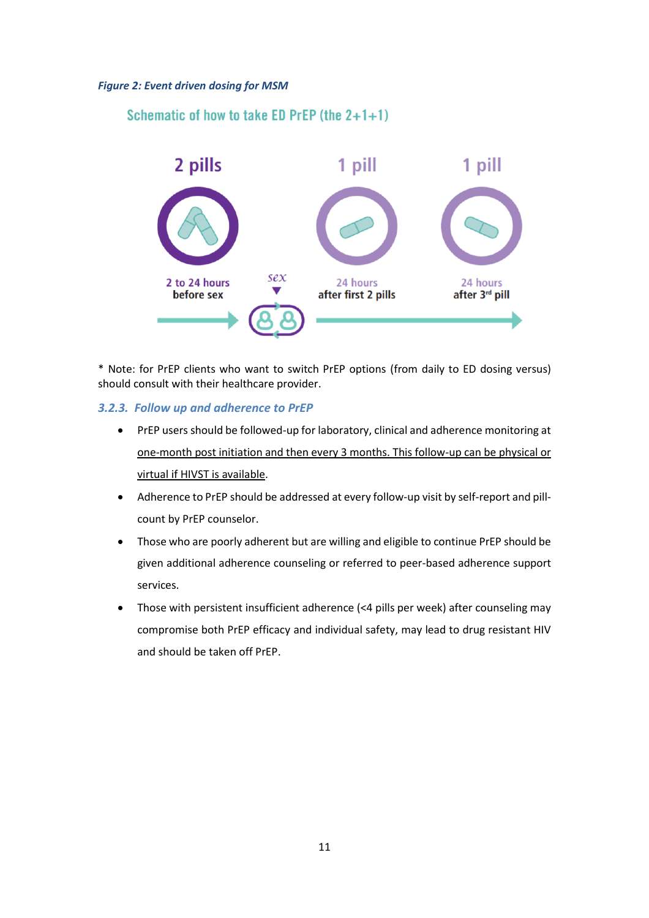*Figure 2: Event driven dosing for MSM*

Schematic of how to take ED PrEP (the 2+1+1)

2 pills — 2 to 24 hours before sex

sex

1 pill — 24 hours after first 2 pills

1 pill — 24 hours after 3rd pill

\* Note: for PrEP clients who want to switch PrEP options (from daily to ED dosing versus) should consult with their healthcare provider.

### *3.2.3. Follow up and adherence to PrEP*

- PrEP users should be followed-up for laboratory, clinical and adherence monitoring at one-month post initiation and then every 3 months. This follow-up can be physical or virtual if HIVST is available.
- Adherence to PrEP should be addressed at every follow-up visit by self-report and pill-count by PrEP counselor.
- Those who are poorly adherent but are willing and eligible to continue PrEP should be given additional adherence counseling or referred to peer-based adherence support services.
- Those with persistent insufficient adherence (<4 pills per week) after counseling may compromise both PrEP efficacy and individual safety, may lead to drug resistant HIV and should be taken off PrEP.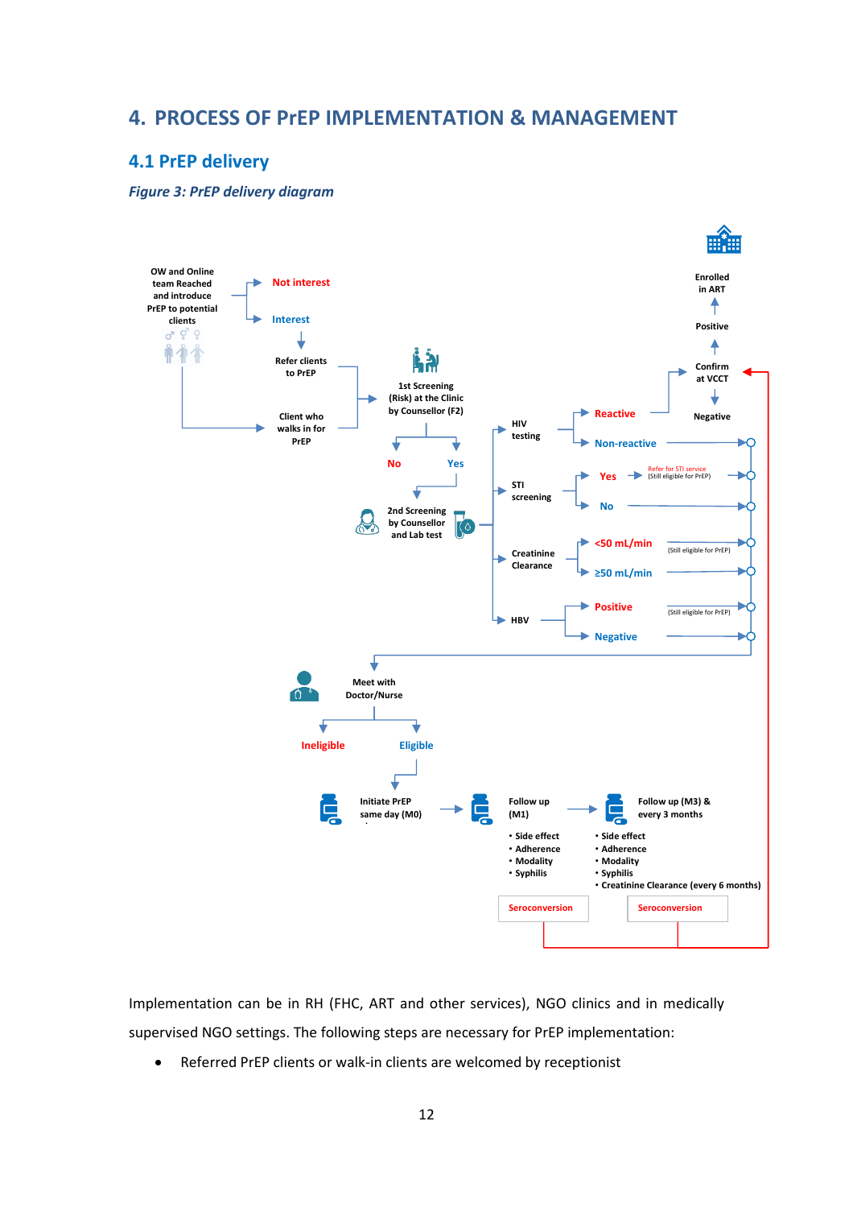# 4. PROCESS OF PrEP IMPLEMENTATION & MANAGEMENT

## 4.1 PrEP delivery

***Figure 3: PrEP delivery diagram***

Implementation can be in RH (FHC, ART and other services), NGO clinics and in medically supervised NGO settings. The following steps are necessary for PrEP implementation:

- Referred PrEP clients or walk-in clients are welcomed by receptionist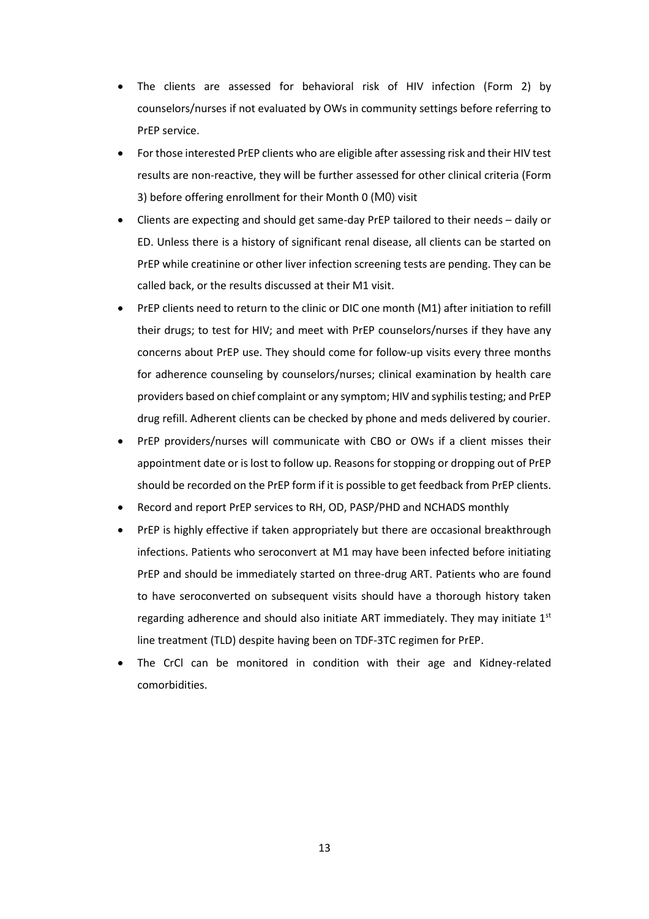- The clients are assessed for behavioral risk of HIV infection (Form 2) by counselors/nurses if not evaluated by OWs in community settings before referring to PrEP service.
- For those interested PrEP clients who are eligible after assessing risk and their HIV test results are non-reactive, they will be further assessed for other clinical criteria (Form 3) before offering enrollment for their Month 0 (M0) visit
- Clients are expecting and should get same-day PrEP tailored to their needs – daily or ED. Unless there is a history of significant renal disease, all clients can be started on PrEP while creatinine or other liver infection screening tests are pending. They can be called back, or the results discussed at their M1 visit.
- PrEP clients need to return to the clinic or DIC one month (M1) after initiation to refill their drugs; to test for HIV; and meet with PrEP counselors/nurses if they have any concerns about PrEP use. They should come for follow-up visits every three months for adherence counseling by counselors/nurses; clinical examination by health care providers based on chief complaint or any symptom; HIV and syphilis testing; and PrEP drug refill. Adherent clients can be checked by phone and meds delivered by courier.
- PrEP providers/nurses will communicate with CBO or OWs if a client misses their appointment date or is lost to follow up. Reasons for stopping or dropping out of PrEP should be recorded on the PrEP form if it is possible to get feedback from PrEP clients.
- Record and report PrEP services to RH, OD, PASP/PHD and NCHADS monthly
- PrEP is highly effective if taken appropriately but there are occasional breakthrough infections. Patients who seroconvert at M1 may have been infected before initiating PrEP and should be immediately started on three-drug ART. Patients who are found to have seroconverted on subsequent visits should have a thorough history taken regarding adherence and should also initiate ART immediately. They may initiate 1st line treatment (TLD) despite having been on TDF-3TC regimen for PrEP.
- The CrCl can be monitored in condition with their age and Kidney-related comorbidities.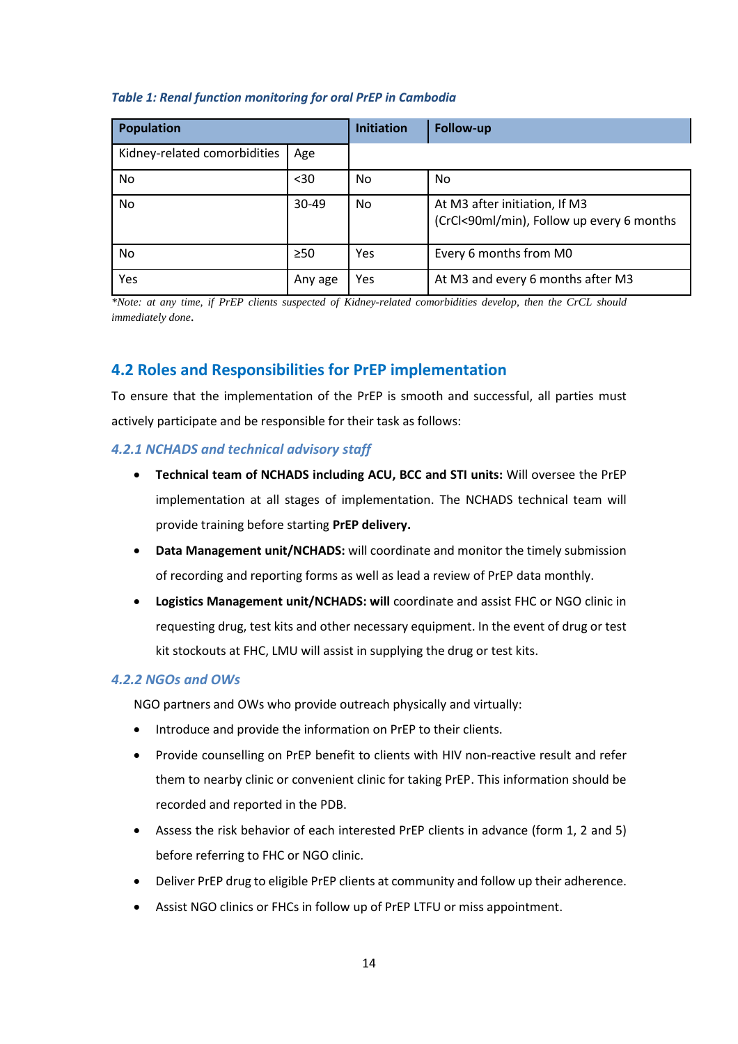*Table 1: Renal function monitoring for oral PrEP in Cambodia*

| Population | | Initiation | Follow-up |
|---|---|---|---|
| Kidney-related comorbidities | Age | | |
| No | <30 | No | No |
| No | 30-49 | No | At M3 after initiation, If M3 (CrCl<90ml/min), Follow up every 6 months |
| No | ≥50 | Yes | Every 6 months from M0 |
| Yes | Any age | Yes | At M3 and every 6 months after M3 |

*\*Note: at any time, if PrEP clients suspected of Kidney-related comorbidities develop, then the CrCL should immediately done.*

## 4.2 Roles and Responsibilities for PrEP implementation

To ensure that the implementation of the PrEP is smooth and successful, all parties must actively participate and be responsible for their task as follows:

### *4.2.1 NCHADS and technical advisory staff*

- **Technical team of NCHADS including ACU, BCC and STI units:** Will oversee the PrEP implementation at all stages of implementation. The NCHADS technical team will provide training before starting **PrEP delivery.**
- **Data Management unit/NCHADS:** will coordinate and monitor the timely submission of recording and reporting forms as well as lead a review of PrEP data monthly.
- **Logistics Management unit/NCHADS: will** coordinate and assist FHC or NGO clinic in requesting drug, test kits and other necessary equipment. In the event of drug or test kit stockouts at FHC, LMU will assist in supplying the drug or test kits.

### *4.2.2 NGOs and OWs*

NGO partners and OWs who provide outreach physically and virtually:

- Introduce and provide the information on PrEP to their clients.
- Provide counselling on PrEP benefit to clients with HIV non-reactive result and refer them to nearby clinic or convenient clinic for taking PrEP. This information should be recorded and reported in the PDB.
- Assess the risk behavior of each interested PrEP clients in advance (form 1, 2 and 5) before referring to FHC or NGO clinic.
- Deliver PrEP drug to eligible PrEP clients at community and follow up their adherence.
- Assist NGO clinics or FHCs in follow up of PrEP LTFU or miss appointment.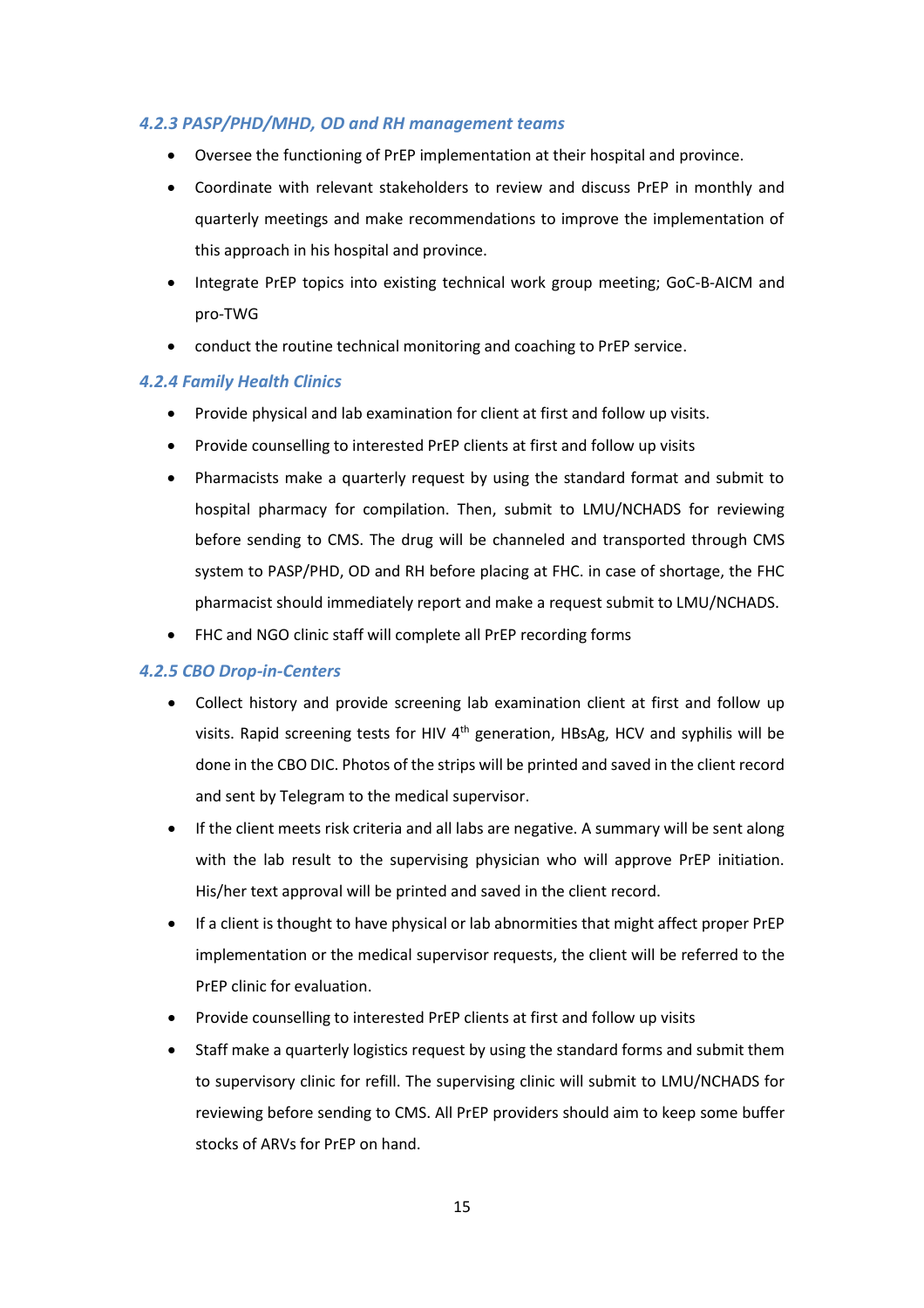#### *4.2.3 PASP/PHD/MHD, OD and RH management teams*

- Oversee the functioning of PrEP implementation at their hospital and province.
- Coordinate with relevant stakeholders to review and discuss PrEP in monthly and quarterly meetings and make recommendations to improve the implementation of this approach in his hospital and province.
- Integrate PrEP topics into existing technical work group meeting; GoC-B-AICM and pro-TWG
- conduct the routine technical monitoring and coaching to PrEP service.

#### *4.2.4 Family Health Clinics*

- Provide physical and lab examination for client at first and follow up visits.
- Provide counselling to interested PrEP clients at first and follow up visits
- Pharmacists make a quarterly request by using the standard format and submit to hospital pharmacy for compilation. Then, submit to LMU/NCHADS for reviewing before sending to CMS. The drug will be channeled and transported through CMS system to PASP/PHD, OD and RH before placing at FHC. in case of shortage, the FHC pharmacist should immediately report and make a request submit to LMU/NCHADS.
- FHC and NGO clinic staff will complete all PrEP recording forms

#### *4.2.5 CBO Drop-in-Centers*

- Collect history and provide screening lab examination client at first and follow up visits. Rapid screening tests for HIV 4th generation, HBsAg, HCV and syphilis will be done in the CBO DIC. Photos of the strips will be printed and saved in the client record and sent by Telegram to the medical supervisor.
- If the client meets risk criteria and all labs are negative. A summary will be sent along with the lab result to the supervising physician who will approve PrEP initiation. His/her text approval will be printed and saved in the client record.
- If a client is thought to have physical or lab abnormities that might affect proper PrEP implementation or the medical supervisor requests, the client will be referred to the PrEP clinic for evaluation.
- Provide counselling to interested PrEP clients at first and follow up visits
- Staff make a quarterly logistics request by using the standard forms and submit them to supervisory clinic for refill. The supervising clinic will submit to LMU/NCHADS for reviewing before sending to CMS. All PrEP providers should aim to keep some buffer stocks of ARVs for PrEP on hand.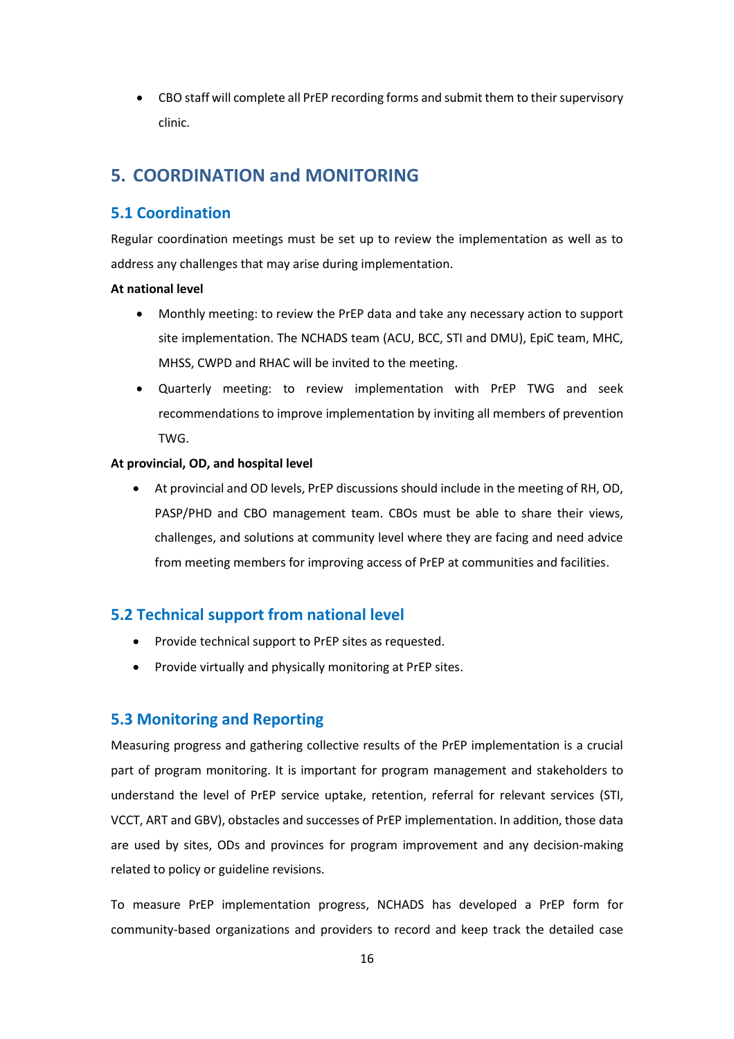- CBO staff will complete all PrEP recording forms and submit them to their supervisory clinic.

# 5. COORDINATION and MONITORING

## 5.1 Coordination

Regular coordination meetings must be set up to review the implementation as well as to address any challenges that may arise during implementation.

**At national level**

- Monthly meeting: to review the PrEP data and take any necessary action to support site implementation. The NCHADS team (ACU, BCC, STI and DMU), EpiC team, MHC, MHSS, CWPD and RHAC will be invited to the meeting.
- Quarterly meeting: to review implementation with PrEP TWG and seek recommendations to improve implementation by inviting all members of prevention TWG.

**At provincial, OD, and hospital level**

- At provincial and OD levels, PrEP discussions should include in the meeting of RH, OD, PASP/PHD and CBO management team. CBOs must be able to share their views, challenges, and solutions at community level where they are facing and need advice from meeting members for improving access of PrEP at communities and facilities.

## 5.2 Technical support from national level

- Provide technical support to PrEP sites as requested.
- Provide virtually and physically monitoring at PrEP sites.

## 5.3 Monitoring and Reporting

Measuring progress and gathering collective results of the PrEP implementation is a crucial part of program monitoring. It is important for program management and stakeholders to understand the level of PrEP service uptake, retention, referral for relevant services (STI, VCCT, ART and GBV), obstacles and successes of PrEP implementation. In addition, those data are used by sites, ODs and provinces for program improvement and any decision-making related to policy or guideline revisions.

To measure PrEP implementation progress, NCHADS has developed a PrEP form for community-based organizations and providers to record and keep track the detailed case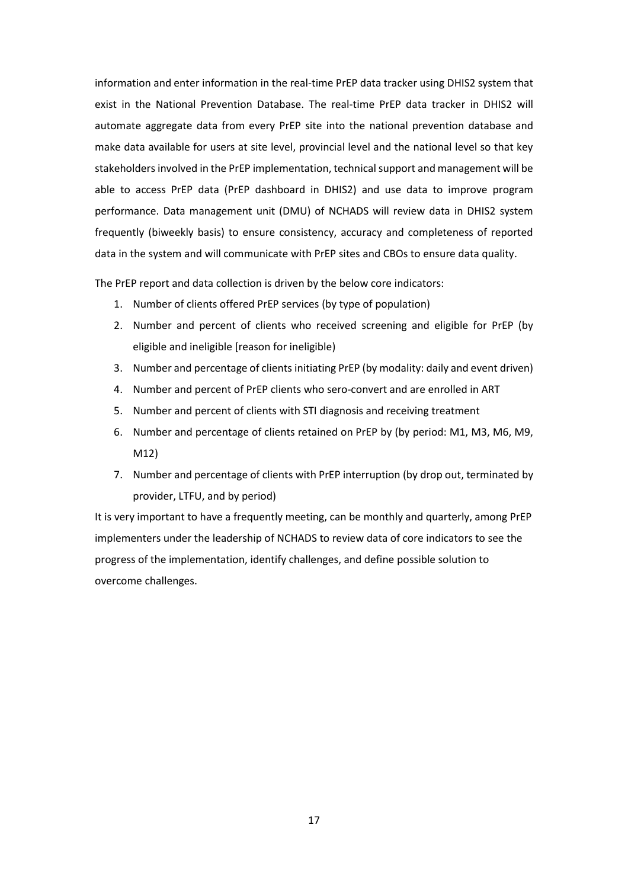information and enter information in the real-time PrEP data tracker using DHIS2 system that exist in the National Prevention Database. The real-time PrEP data tracker in DHIS2 will automate aggregate data from every PrEP site into the national prevention database and make data available for users at site level, provincial level and the national level so that key stakeholders involved in the PrEP implementation, technical support and management will be able to access PrEP data (PrEP dashboard in DHIS2) and use data to improve program performance. Data management unit (DMU) of NCHADS will review data in DHIS2 system frequently (biweekly basis) to ensure consistency, accuracy and completeness of reported data in the system and will communicate with PrEP sites and CBOs to ensure data quality.

The PrEP report and data collection is driven by the below core indicators:

1. Number of clients offered PrEP services (by type of population)
2. Number and percent of clients who received screening and eligible for PrEP (by eligible and ineligible [reason for ineligible)
3. Number and percentage of clients initiating PrEP (by modality: daily and event driven)
4. Number and percent of PrEP clients who sero-convert and are enrolled in ART
5. Number and percent of clients with STI diagnosis and receiving treatment
6. Number and percentage of clients retained on PrEP by (by period: M1, M3, M6, M9, M12)
7. Number and percentage of clients with PrEP interruption (by drop out, terminated by provider, LTFU, and by period)

It is very important to have a frequently meeting, can be monthly and quarterly, among PrEP implementers under the leadership of NCHADS to review data of core indicators to see the progress of the implementation, identify challenges, and define possible solution to overcome challenges.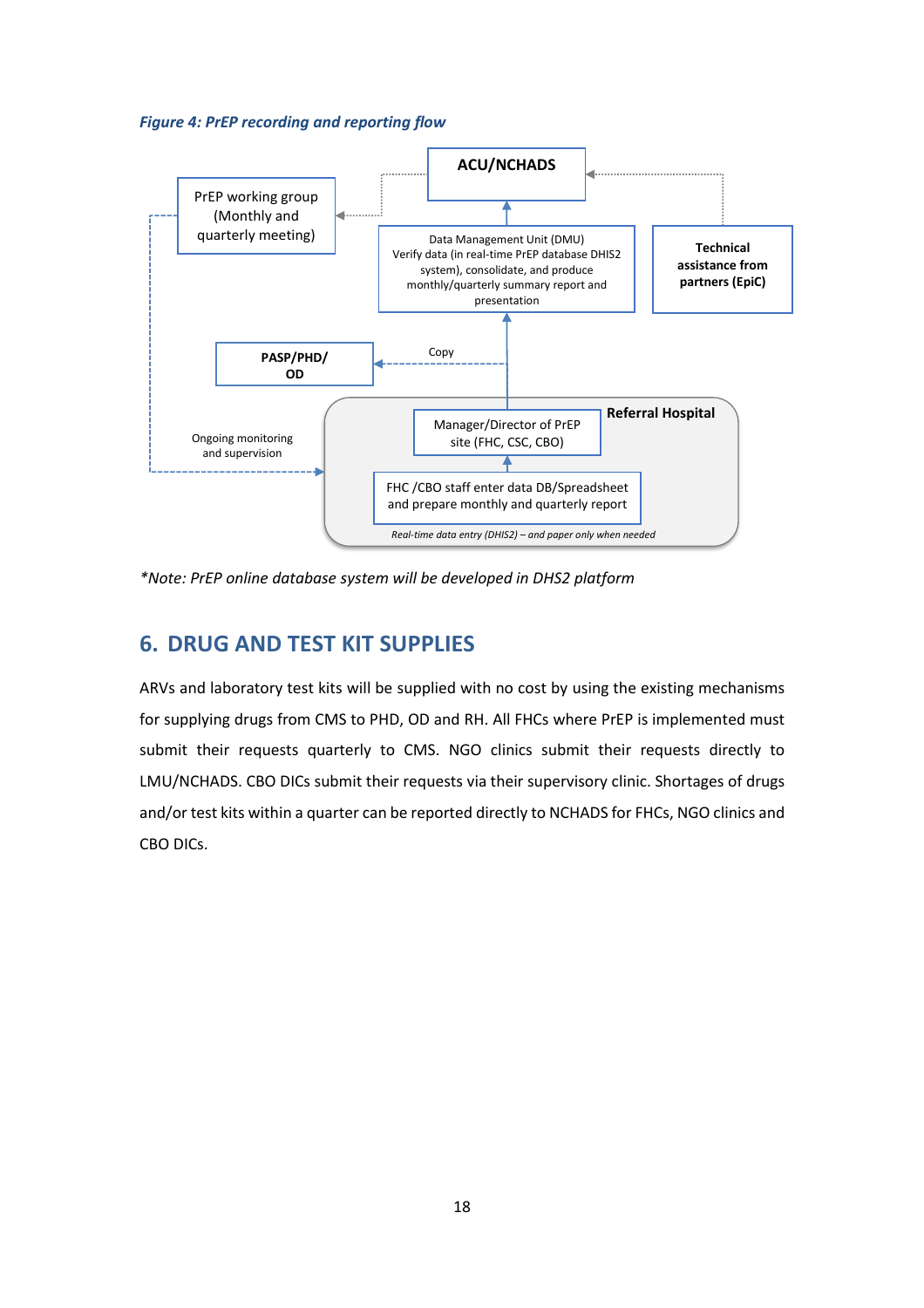*Figure 4: PrEP recording and reporting flow*

ACU/NCHADS

PrEP working group (Monthly and quarterly meeting)

Data Management Unit (DMU) Verify data (in real-time PrEP database DHIS2 system), consolidate, and produce monthly/quarterly summary report and presentation

**Technical assistance from partners (EpiC)**

**PASP/PHD/ OD**

Copy

Ongoing monitoring and supervision

**Referral Hospital**

Manager/Director of PrEP site (FHC, CSC, CBO)

FHC /CBO staff enter data DB/Spreadsheet and prepare monthly and quarterly report

*Real-time data entry (DHIS2) – and paper only when needed*

**Note: PrEP online database system will be developed in DHS2 platform*

## 6. DRUG AND TEST KIT SUPPLIES

ARVs and laboratory test kits will be supplied with no cost by using the existing mechanisms for supplying drugs from CMS to PHD, OD and RH. All FHCs where PrEP is implemented must submit their requests quarterly to CMS. NGO clinics submit their requests directly to LMU/NCHADS. CBO DICs submit their requests via their supervisory clinic. Shortages of drugs and/or test kits within a quarter can be reported directly to NCHADS for FHCs, NGO clinics and CBO DICs.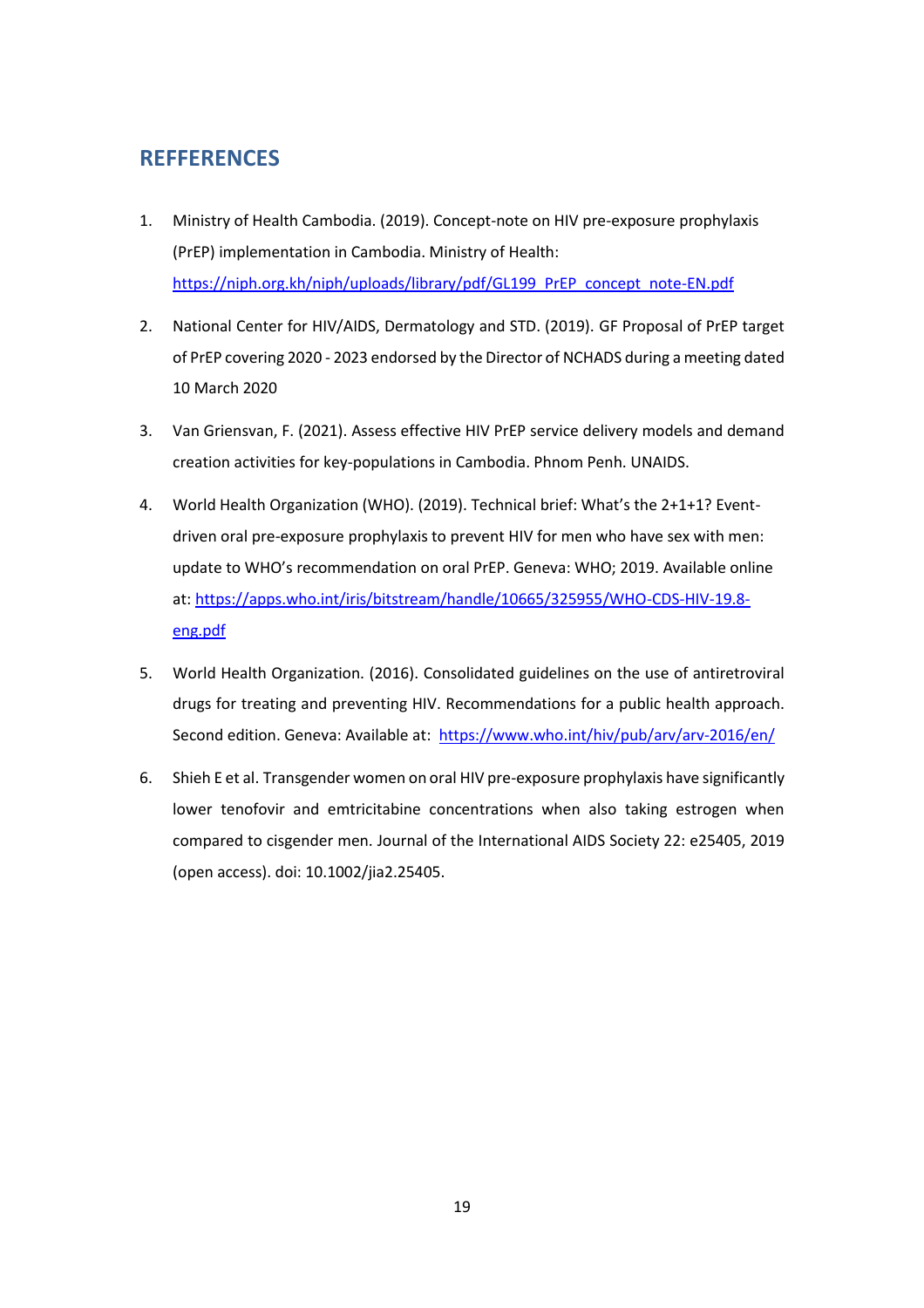## REFFERENCES

1. Ministry of Health Cambodia. (2019). Concept-note on HIV pre-exposure prophylaxis (PrEP) implementation in Cambodia. Ministry of Health: https://niph.org.kh/niph/uploads/library/pdf/GL199_PrEP_concept_note-EN.pdf

2. National Center for HIV/AIDS, Dermatology and STD. (2019). GF Proposal of PrEP target of PrEP covering 2020 - 2023 endorsed by the Director of NCHADS during a meeting dated 10 March 2020

3. Van Griensvan, F. (2021). Assess effective HIV PrEP service delivery models and demand creation activities for key-populations in Cambodia. Phnom Penh. UNAIDS.

4. World Health Organization (WHO). (2019). Technical brief: What's the 2+1+1? Event-driven oral pre-exposure prophylaxis to prevent HIV for men who have sex with men: update to WHO's recommendation on oral PrEP. Geneva: WHO; 2019. Available online at: https://apps.who.int/iris/bitstream/handle/10665/325955/WHO-CDS-HIV-19.8-eng.pdf

5. World Health Organization. (2016). Consolidated guidelines on the use of antiretroviral drugs for treating and preventing HIV. Recommendations for a public health approach. Second edition. Geneva: Available at: https://www.who.int/hiv/pub/arv/arv-2016/en/

6. Shieh E et al. Transgender women on oral HIV pre-exposure prophylaxis have significantly lower tenofovir and emtricitabine concentrations when also taking estrogen when compared to cisgender men. Journal of the International AIDS Society 22: e25405, 2019 (open access). doi: 10.1002/jia2.25405.